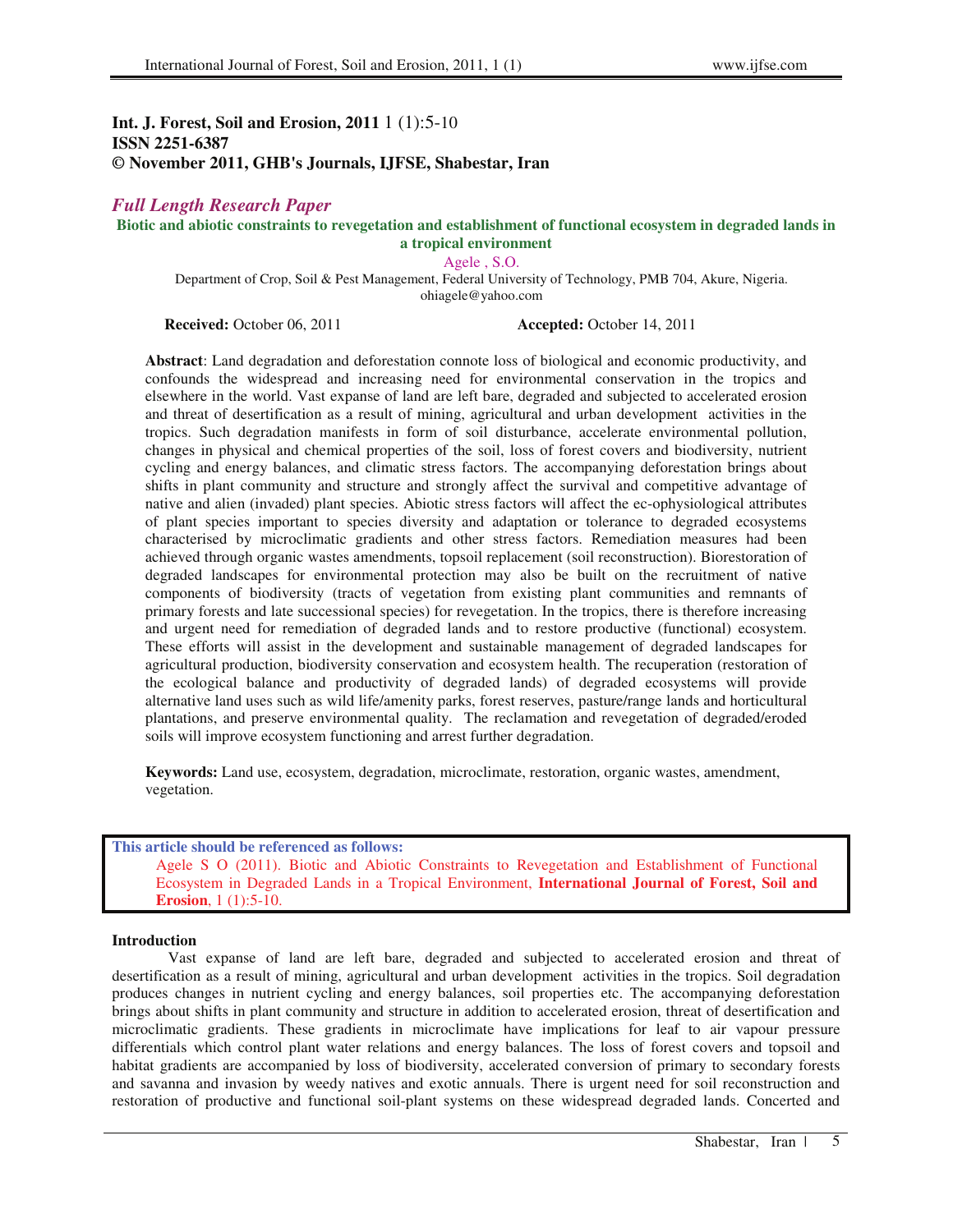**Int. J. Forest, Soil and Erosion, 2011** 1 (1):5-10
**ISSN 2251-6387**
**© November 2011, GHB's Journals, IJFSE, Shabestar, Iran**

*Full Length Research Paper*

# Biotic and abiotic constraints to revegetation and establishment of functional ecosystem in degraded lands in a tropical environment

Agele , S.O.

Department of Crop, Soil & Pest Management, Federal University of Technology, PMB 704, Akure, Nigeria.
ohiagele@yahoo.com

**Received:** October 06, 2011 **Accepted:** October 14, 2011

**Abstract**: Land degradation and deforestation connote loss of biological and economic productivity, and confounds the widespread and increasing need for environmental conservation in the tropics and elsewhere in the world. Vast expanse of land are left bare, degraded and subjected to accelerated erosion and threat of desertification as a result of mining, agricultural and urban development activities in the tropics. Such degradation manifests in form of soil disturbance, accelerate environmental pollution, changes in physical and chemical properties of the soil, loss of forest covers and biodiversity, nutrient cycling and energy balances, and climatic stress factors. The accompanying deforestation brings about shifts in plant community and structure and strongly affect the survival and competitive advantage of native and alien (invaded) plant species. Abiotic stress factors will affect the ec-ophysiological attributes of plant species important to species diversity and adaptation or tolerance to degraded ecosystems characterised by microclimatic gradients and other stress factors. Remediation measures had been achieved through organic wastes amendments, topsoil replacement (soil reconstruction). Biorestoration of degraded landscapes for environmental protection may also be built on the recruitment of native components of biodiversity (tracts of vegetation from existing plant communities and remnants of primary forests and late successional species) for revegetation. In the tropics, there is therefore increasing and urgent need for remediation of degraded lands and to restore productive (functional) ecosystem. These efforts will assist in the development and sustainable management of degraded landscapes for agricultural production, biodiversity conservation and ecosystem health. The recuperation (restoration of the ecological balance and productivity of degraded lands) of degraded ecosystems will provide alternative land uses such as wild life/amenity parks, forest reserves, pasture/range lands and horticultural plantations, and preserve environmental quality. The reclamation and revegetation of degraded/eroded soils will improve ecosystem functioning and arrest further degradation.

**Keywords:** Land use, ecosystem, degradation, microclimate, restoration, organic wastes, amendment, vegetation.

**This article should be referenced as follows:**
Agele S O (2011). Biotic and Abiotic Constraints to Revegetation and Establishment of Functional Ecosystem in Degraded Lands in a Tropical Environment, **International Journal of Forest, Soil and Erosion**, 1 (1):5-10.

## Introduction

Vast expanse of land are left bare, degraded and subjected to accelerated erosion and threat of desertification as a result of mining, agricultural and urban development activities in the tropics. Soil degradation produces changes in nutrient cycling and energy balances, soil properties etc. The accompanying deforestation brings about shifts in plant community and structure in addition to accelerated erosion, threat of desertification and microclimatic gradients. These gradients in microclimate have implications for leaf to air vapour pressure differentials which control plant water relations and energy balances. The loss of forest covers and topsoil and habitat gradients are accompanied by loss of biodiversity, accelerated conversion of primary to secondary forests and savanna and invasion by weedy natives and exotic annuals. There is urgent need for soil reconstruction and restoration of productive and functional soil-plant systems on these widespread degraded lands. Concerted and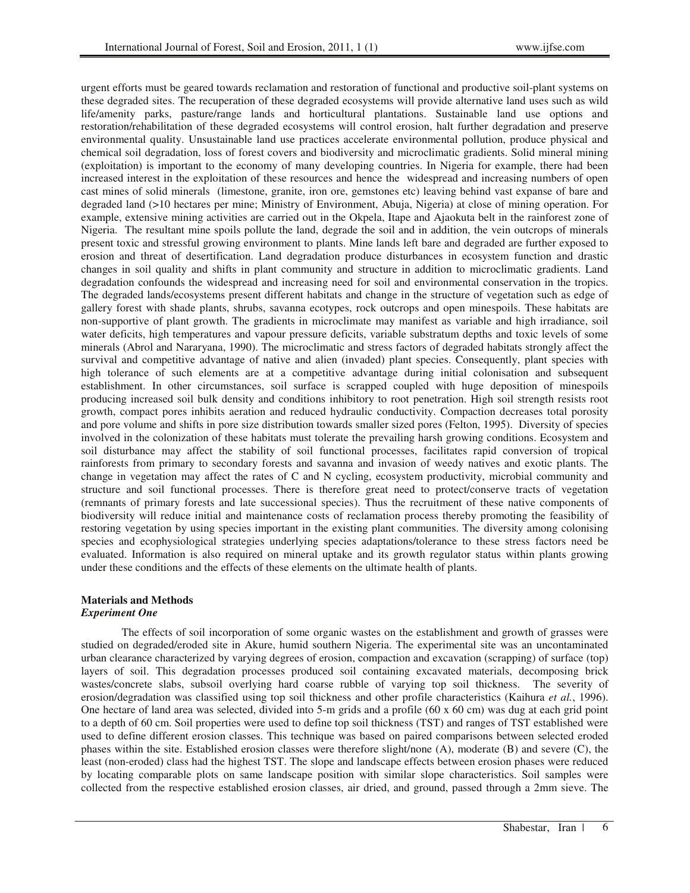urgent efforts must be geared towards reclamation and restoration of functional and productive soil-plant systems on these degraded sites. The recuperation of these degraded ecosystems will provide alternative land uses such as wild life/amenity parks, pasture/range lands and horticultural plantations. Sustainable land use options and restoration/rehabilitation of these degraded ecosystems will control erosion, halt further degradation and preserve environmental quality. Unsustainable land use practices accelerate environmental pollution, produce physical and chemical soil degradation, loss of forest covers and biodiversity and microclimatic gradients. Solid mineral mining (exploitation) is important to the economy of many developing countries. In Nigeria for example, there had been increased interest in the exploitation of these resources and hence the widespread and increasing numbers of open cast mines of solid minerals (limestone, granite, iron ore, gemstones etc) leaving behind vast expanse of bare and degraded land (>10 hectares per mine; Ministry of Environment, Abuja, Nigeria) at close of mining operation. For example, extensive mining activities are carried out in the Okpela, Itape and Ajaokuta belt in the rainforest zone of Nigeria. The resultant mine spoils pollute the land, degrade the soil and in addition, the vein outcrops of minerals present toxic and stressful growing environment to plants. Mine lands left bare and degraded are further exposed to erosion and threat of desertification. Land degradation produce disturbances in ecosystem function and drastic changes in soil quality and shifts in plant community and structure in addition to microclimatic gradients. Land degradation confounds the widespread and increasing need for soil and environmental conservation in the tropics. The degraded lands/ecosystems present different habitats and change in the structure of vegetation such as edge of gallery forest with shade plants, shrubs, savanna ecotypes, rock outcrops and open minespoils. These habitats are non-supportive of plant growth. The gradients in microclimate may manifest as variable and high irradiance, soil water deficits, high temperatures and vapour pressure deficits, variable substratum depths and toxic levels of some minerals (Abrol and Nararyana, 1990). The microclimatic and stress factors of degraded habitats strongly affect the survival and competitive advantage of native and alien (invaded) plant species. Consequently, plant species with high tolerance of such elements are at a competitive advantage during initial colonisation and subsequent establishment. In other circumstances, soil surface is scrapped coupled with huge deposition of minespoils producing increased soil bulk density and conditions inhibitory to root penetration. High soil strength resists root growth, compact pores inhibits aeration and reduced hydraulic conductivity. Compaction decreases total porosity and pore volume and shifts in pore size distribution towards smaller sized pores (Felton, 1995). Diversity of species involved in the colonization of these habitats must tolerate the prevailing harsh growing conditions. Ecosystem and soil disturbance may affect the stability of soil functional processes, facilitates rapid conversion of tropical rainforests from primary to secondary forests and savanna and invasion of weedy natives and exotic plants. The change in vegetation may affect the rates of C and N cycling, ecosystem productivity, microbial community and structure and soil functional processes. There is therefore great need to protect/conserve tracts of vegetation (remnants of primary forests and late successional species). Thus the recruitment of these native components of biodiversity will reduce initial and maintenance costs of reclamation process thereby promoting the feasibility of restoring vegetation by using species important in the existing plant communities. The diversity among colonising species and ecophysiological strategies underlying species adaptations/tolerance to these stress factors need be evaluated. Information is also required on mineral uptake and its growth regulator status within plants growing under these conditions and the effects of these elements on the ultimate health of plants.

## Materials and Methods

### *Experiment One*

The effects of soil incorporation of some organic wastes on the establishment and growth of grasses were studied on degraded/eroded site in Akure, humid southern Nigeria. The experimental site was an uncontaminated urban clearance characterized by varying degrees of erosion, compaction and excavation (scrapping) of surface (top) layers of soil. This degradation processes produced soil containing excavated materials, decomposing brick wastes/concrete slabs, subsoil overlying hard coarse rubble of varying top soil thickness. The severity of erosion/degradation was classified using top soil thickness and other profile characteristics (Kaihura *et al.*, 1996). One hectare of land area was selected, divided into 5-m grids and a profile (60 x 60 cm) was dug at each grid point to a depth of 60 cm. Soil properties were used to define top soil thickness (TST) and ranges of TST established were used to define different erosion classes. This technique was based on paired comparisons between selected eroded phases within the site. Established erosion classes were therefore slight/none (A), moderate (B) and severe (C), the least (non-eroded) class had the highest TST. The slope and landscape effects between erosion phases were reduced by locating comparable plots on same landscape position with similar slope characteristics. Soil samples were collected from the respective established erosion classes, air dried, and ground, passed through a 2mm sieve. The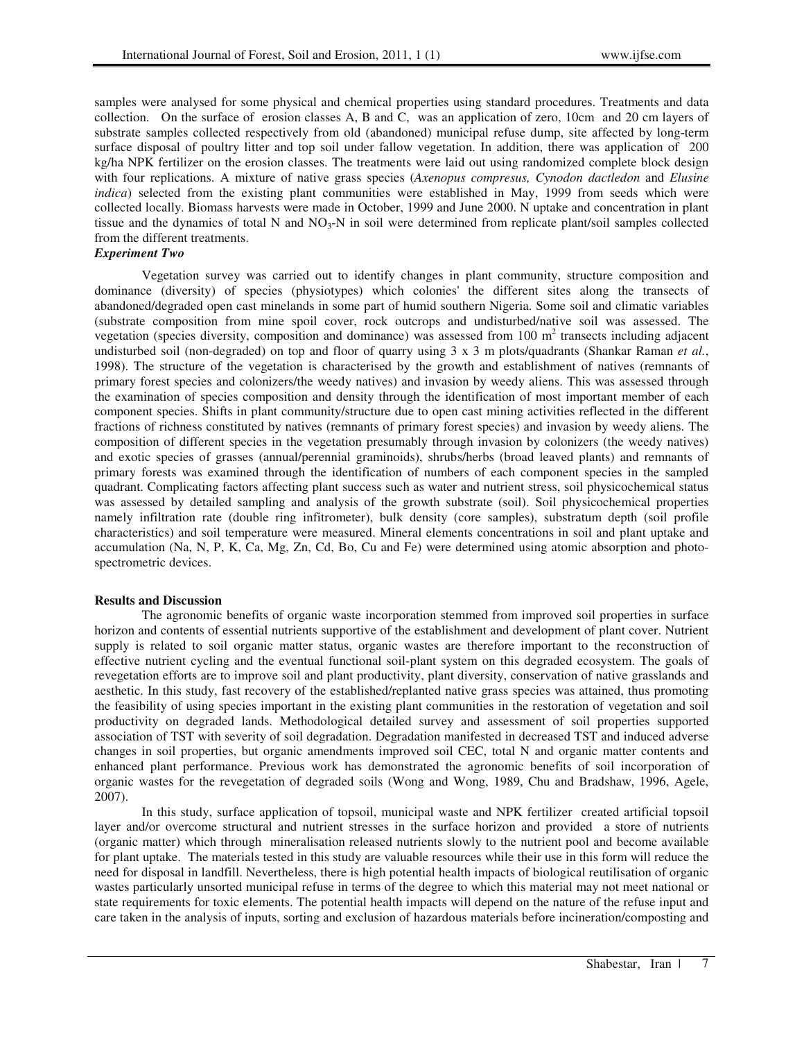samples were analysed for some physical and chemical properties using standard procedures. Treatments and data collection. On the surface of erosion classes A, B and C, was an application of zero, 10cm and 20 cm layers of substrate samples collected respectively from old (abandoned) municipal refuse dump, site affected by long-term surface disposal of poultry litter and top soil under fallow vegetation. In addition, there was application of 200 kg/ha NPK fertilizer on the erosion classes. The treatments were laid out using randomized complete block design with four replications. A mixture of native grass species (*Axenopus compresus, Cynodon dactledon* and *Elusine indica*) selected from the existing plant communities were established in May, 1999 from seeds which were collected locally. Biomass harvests were made in October, 1999 and June 2000. N uptake and concentration in plant tissue and the dynamics of total N and $NO_3$-N in soil were determined from replicate plant/soil samples collected from the different treatments.

***Experiment Two***

Vegetation survey was carried out to identify changes in plant community, structure composition and dominance (diversity) of species (physiotypes) which colonies' the different sites along the transects of abandoned/degraded open cast minelands in some part of humid southern Nigeria. Some soil and climatic variables (substrate composition from mine spoil cover, rock outcrops and undisturbed/native soil was assessed. The vegetation (species diversity, composition and dominance) was assessed from 100 $m^2$ transects including adjacent undisturbed soil (non-degraded) on top and floor of quarry using 3 x 3 m plots/quadrants (Shankar Raman *et al.*, 1998). The structure of the vegetation is characterised by the growth and establishment of natives (remnants of primary forest species and colonizers/the weedy natives) and invasion by weedy aliens. This was assessed through the examination of species composition and density through the identification of most important member of each component species. Shifts in plant community/structure due to open cast mining activities reflected in the different fractions of richness constituted by natives (remnants of primary forest species) and invasion by weedy aliens. The composition of different species in the vegetation presumably through invasion by colonizers (the weedy natives) and exotic species of grasses (annual/perennial graminoids), shrubs/herbs (broad leaved plants) and remnants of primary forests was examined through the identification of numbers of each component species in the sampled quadrant. Complicating factors affecting plant success such as water and nutrient stress, soil physicochemical status was assessed by detailed sampling and analysis of the growth substrate (soil). Soil physicochemical properties namely infiltration rate (double ring infitrometer), bulk density (core samples), substratum depth (soil profile characteristics) and soil temperature were measured. Mineral elements concentrations in soil and plant uptake and accumulation (Na, N, P, K, Ca, Mg, Zn, Cd, Bo, Cu and Fe) were determined using atomic absorption and photo-spectrometric devices.

**Results and Discussion**

The agronomic benefits of organic waste incorporation stemmed from improved soil properties in surface horizon and contents of essential nutrients supportive of the establishment and development of plant cover. Nutrient supply is related to soil organic matter status, organic wastes are therefore important to the reconstruction of effective nutrient cycling and the eventual functional soil-plant system on this degraded ecosystem. The goals of revegetation efforts are to improve soil and plant productivity, plant diversity, conservation of native grasslands and aesthetic. In this study, fast recovery of the established/replanted native grass species was attained, thus promoting the feasibility of using species important in the existing plant communities in the restoration of vegetation and soil productivity on degraded lands. Methodological detailed survey and assessment of soil properties supported association of TST with severity of soil degradation. Degradation manifested in decreased TST and induced adverse changes in soil properties, but organic amendments improved soil CEC, total N and organic matter contents and enhanced plant performance. Previous work has demonstrated the agronomic benefits of soil incorporation of organic wastes for the revegetation of degraded soils (Wong and Wong, 1989, Chu and Bradshaw, 1996, Agele, 2007).

In this study, surface application of topsoil, municipal waste and NPK fertilizer created artificial topsoil layer and/or overcome structural and nutrient stresses in the surface horizon and provided a store of nutrients (organic matter) which through mineralisation released nutrients slowly to the nutrient pool and become available for plant uptake. The materials tested in this study are valuable resources while their use in this form will reduce the need for disposal in landfill. Nevertheless, there is high potential health impacts of biological reutilisation of organic wastes particularly unsorted municipal refuse in terms of the degree to which this material may not meet national or state requirements for toxic elements. The potential health impacts will depend on the nature of the refuse input and care taken in the analysis of inputs, sorting and exclusion of hazardous materials before incineration/composting and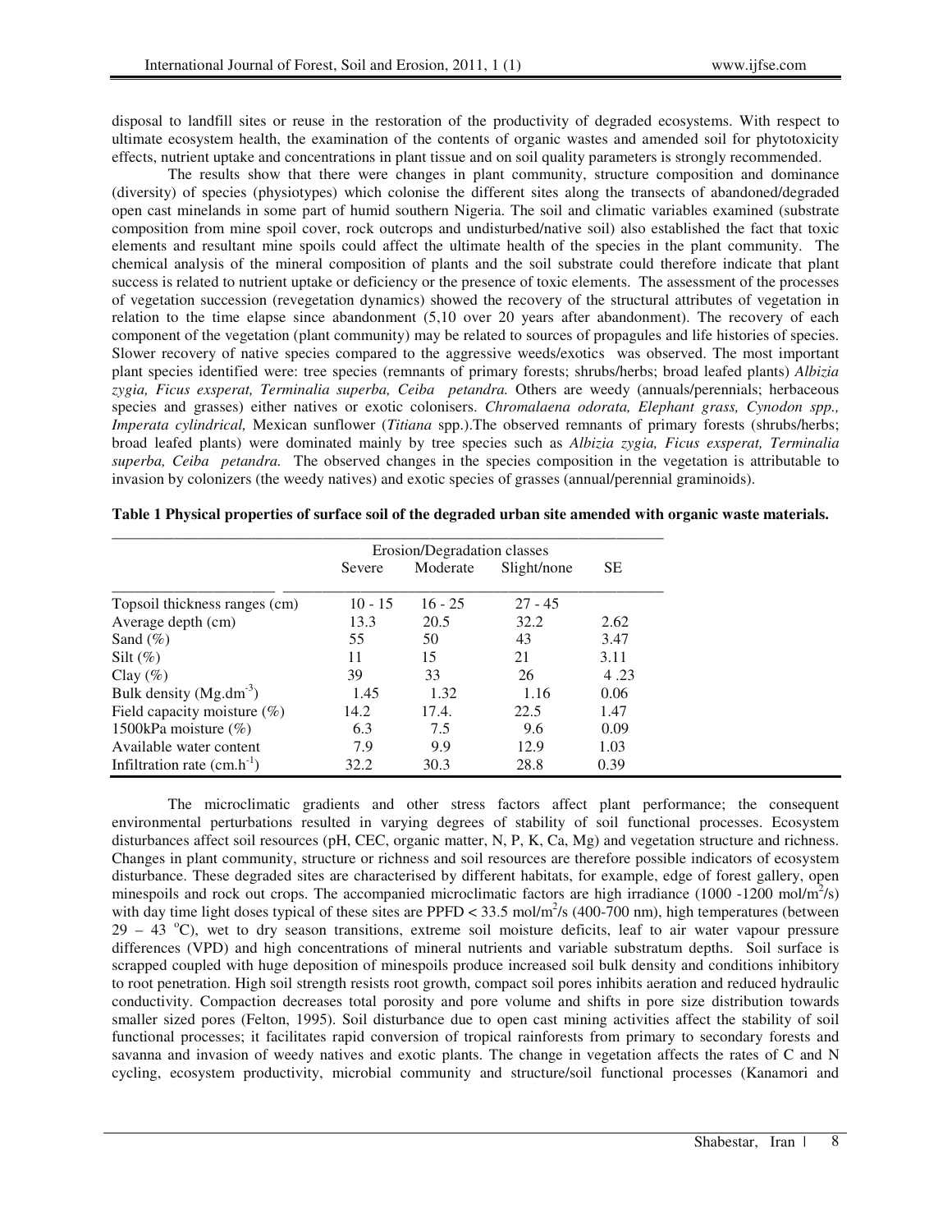disposal to landfill sites or reuse in the restoration of the productivity of degraded ecosystems. With respect to ultimate ecosystem health, the examination of the contents of organic wastes and amended soil for phytotoxicity effects, nutrient uptake and concentrations in plant tissue and on soil quality parameters is strongly recommended.

The results show that there were changes in plant community, structure composition and dominance (diversity) of species (physiotypes) which colonise the different sites along the transects of abandoned/degraded open cast minelands in some part of humid southern Nigeria. The soil and climatic variables examined (substrate composition from mine spoil cover, rock outcrops and undisturbed/native soil) also established the fact that toxic elements and resultant mine spoils could affect the ultimate health of the species in the plant community. The chemical analysis of the mineral composition of plants and the soil substrate could therefore indicate that plant success is related to nutrient uptake or deficiency or the presence of toxic elements. The assessment of the processes of vegetation succession (revegetation dynamics) showed the recovery of the structural attributes of vegetation in relation to the time elapse since abandonment (5,10 over 20 years after abandonment). The recovery of each component of the vegetation (plant community) may be related to sources of propagules and life histories of species. Slower recovery of native species compared to the aggressive weeds/exotics was observed. The most important plant species identified were: tree species (remnants of primary forests; shrubs/herbs; broad leafed plants) *Albizia zygia, Ficus exsperat, Terminalia superba, Ceiba petandra.* Others are weedy (annuals/perennials; herbaceous species and grasses) either natives or exotic colonisers. *Chromalaena odorata, Elephant grass, Cynodon spp., Imperata cylindrical,* Mexican sunflower (*Titiana* spp.).The observed remnants of primary forests (shrubs/herbs; broad leafed plants) were dominated mainly by tree species such as *Albizia zygia, Ficus exsperat, Terminalia superba, Ceiba petandra.* The observed changes in the species composition in the vegetation is attributable to invasion by colonizers (the weedy natives) and exotic species of grasses (annual/perennial graminoids).

**Table 1 Physical properties of surface soil of the degraded urban site amended with organic waste materials.**

| | Erosion/Degradation classes | | | |
|---|---|---|---|---|
| | Severe | Moderate | Slight/none | SE |
| Topsoil thickness ranges (cm) | 10 - 15 | 16 - 25 | 27 - 45 | |
| Average depth (cm) | 13.3 | 20.5 | 32.2 | 2.62 |
| Sand (%) | 55 | 50 | 43 | 3.47 |
| Silt (%) | 11 | 15 | 21 | 3.11 |
| Clay (%) | 39 | 33 | 26 | 4 .23 |
| Bulk density ($Mg.dm^{-3}$) | 1.45 | 1.32 | 1.16 | 0.06 |
| Field capacity moisture (%) | 14.2 | 17.4. | 22.5 | 1.47 |
| 1500kPa moisture (%) | 6.3 | 7.5 | 9.6 | 0.09 |
| Available water content | 7.9 | 9.9 | 12.9 | 1.03 |
| Infiltration rate ($cm.h^{-1}$) | 32.2 | 30.3 | 28.8 | 0.39 |

The microclimatic gradients and other stress factors affect plant performance; the consequent environmental perturbations resulted in varying degrees of stability of soil functional processes. Ecosystem disturbances affect soil resources (pH, CEC, organic matter, N, P, K, Ca, Mg) and vegetation structure and richness. Changes in plant community, structure or richness and soil resources are therefore possible indicators of ecosystem disturbance. These degraded sites are characterised by different habitats, for example, edge of forest gallery, open minespoils and rock out crops. The accompanied microclimatic factors are high irradiance (1000 -1200 mol/$m^2$/s) with day time light doses typical of these sites are PPFD < 33.5 mol/$m^2$/s (400-700 nm), high temperatures (between 29 – 43 °C), wet to dry season transitions, extreme soil moisture deficits, leaf to air water vapour pressure differences (VPD) and high concentrations of mineral nutrients and variable substratum depths. Soil surface is scrapped coupled with huge deposition of minespoils produce increased soil bulk density and conditions inhibitory to root penetration. High soil strength resists root growth, compact soil pores inhibits aeration and reduced hydraulic conductivity. Compaction decreases total porosity and pore volume and shifts in pore size distribution towards smaller sized pores (Felton, 1995). Soil disturbance due to open cast mining activities affect the stability of soil functional processes; it facilitates rapid conversion of tropical rainforests from primary to secondary forests and savanna and invasion of weedy natives and exotic plants. The change in vegetation affects the rates of C and N cycling, ecosystem productivity, microbial community and structure/soil functional processes (Kanamori and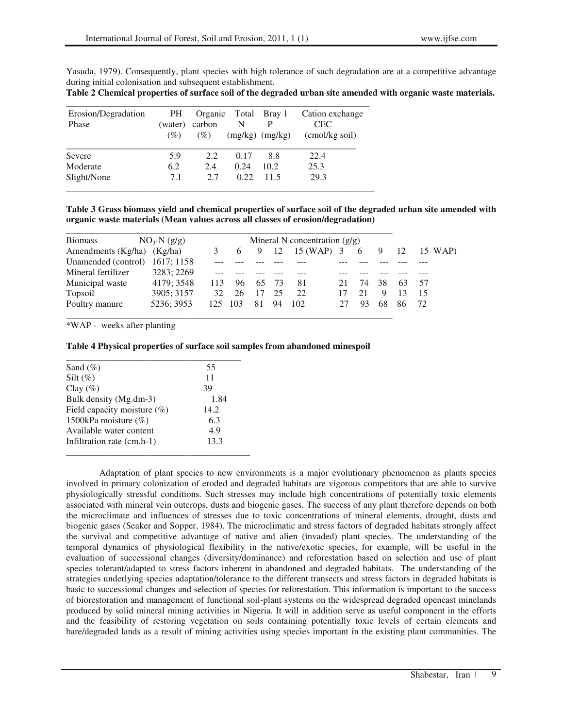Yasuda, 1979). Consequently, plant species with high tolerance of such degradation are at a competitive advantage during initial colonisation and subsequent establishment.

**Table 2 Chemical properties of surface soil of the degraded urban site amended with organic waste materials.**

| Erosion/Degradation Phase | PH (water) (%) | Organic carbon (%) | Total N (mg/kg) | Bray 1 P (mg/kg) | Cation exchange CEC (cmol/kg soil) |
|---|---|---|---|---|---|
| Severe | 5.9 | 2.2 | 0.17 | 8.8 | 22.4 |
| Moderate | 6.2 | 2.4 | 0.24 | 10.2 | 25.3 |
| Slight/None | 7.1 | 2.7 | 0.22 | 11.5 | 29.3 |

**Table 3 Grass biomass yield and chemical properties of surface soil of the degraded urban site amended with organic waste materials (Mean values across all classes of erosion/degradation)**

| Biomass | $NO_3$-N (g/g) | Mineral N concentration (g/g) | | | | | | | | | |
|---|---|---|---|---|---|---|---|---|---|---|---|
| Amendments (Kg/ha) | (Kg/ha) | 3 | 6 | 9 | 12 | 15 (WAP) | 3 | 6 | 9 | 12 | 15 WAP) |
| Unamended (control) | 1617; 1158 | --- | --- | --- | --- | --- | --- | --- | --- | --- | --- |
| Mineral fertilizer | 3283; 2269 | --- | --- | --- | --- | --- | --- | --- | --- | --- | --- |
| Municipal waste | 4179; 3548 | 113 | 96 | 65 | 73 | 81 | 21 | 74 | 38 | 63 | 57 |
| Topsoil | 3905; 3157 | 32 | 26 | 17 | 25 | 22 | 17 | 21 | 9 | 13 | 15 |
| Poultry manure | 5236; 3953 | 125 | 103 | 81 | 94 | 102 | 27 | 93 | 68 | 86 | 72 |

*WAP - weeks after planting

**Table 4 Physical properties of surface soil samples from abandoned minespoil**

| Property | Value |
|---|---|
| Sand (%) | 55 |
| Silt (%) | 11 |
| Clay (%) | 39 |
| Bulk density (Mg.dm-3) | 1.84 |
| Field capacity moisture (%) | 14.2 |
| 1500kPa moisture (%) | 6.3 |
| Available water content | 4.9 |
| Infiltration rate (cm.h-1) | 13.3 |

Adaptation of plant species to new environments is a major evolutionary phenomenon as plants species involved in primary colonization of eroded and degraded habitats are vigorous competitors that are able to survive physiologically stressful conditions. Such stresses may include high concentrations of potentially toxic elements associated with mineral vein outcrops, dusts and biogenic gases. The success of any plant therefore depends on both the microclimate and influences of stresses due to toxic concentrations of mineral elements, drought, dusts and biogenic gases (Seaker and Sopper, 1984). The microclimatic and stress factors of degraded habitats strongly affect the survival and competitive advantage of native and alien (invaded) plant species. The understanding of the temporal dynamics of physiological flexibility in the native/exotic species, for example, will be useful in the evaluation of successional changes (diversity/dominance) and reforestation based on selection and use of plant species tolerant/adapted to stress factors inherent in abandoned and degraded habitats. The understanding of the strategies underlying species adaptation/tolerance to the different transects and stress factors in degraded habitats is basic to successional changes and selection of species for reforestation. This information is important to the success of biorestoration and management of functional soil-plant systems on the widespread degraded opencast minelands produced by solid mineral mining activities in Nigeria. It will in addition serve as useful component in the efforts and the feasibility of restoring vegetation on soils containing potentially toxic levels of certain elements and bare/degraded lands as a result of mining activities using species important in the existing plant communities. The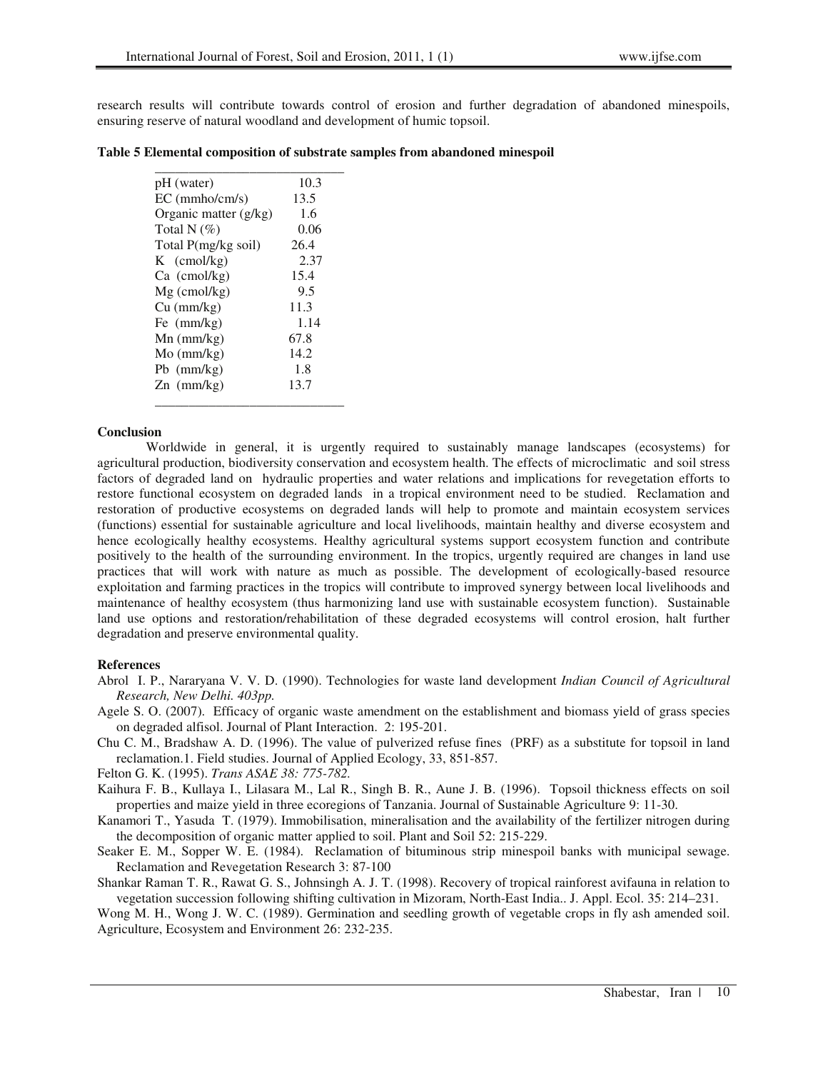research results will contribute towards control of erosion and further degradation of abandoned minespoils, ensuring reserve of natural woodland and development of humic topsoil.

**Table 5 Elemental composition of substrate samples from abandoned minespoil**

| | |
|---|---|
| pH (water) | 10.3 |
| EC (mmho/cm/s) | 13.5 |
| Organic matter (g/kg) | 1.6 |
| Total N (%) | 0.06 |
| Total P(mg/kg soil) | 26.4 |
| K (cmol/kg) | 2.37 |
| Ca (cmol/kg) | 15.4 |
| Mg (cmol/kg) | 9.5 |
| Cu (mm/kg) | 11.3 |
| Fe (mm/kg) | 1.14 |
| Mn (mm/kg) | 67.8 |
| Mo (mm/kg) | 14.2 |
| Pb (mm/kg) | 1.8 |
| Zn (mm/kg) | 13.7 |

## Conclusion

Worldwide in general, it is urgently required to sustainably manage landscapes (ecosystems) for agricultural production, biodiversity conservation and ecosystem health. The effects of microclimatic and soil stress factors of degraded land on hydraulic properties and water relations and implications for revegetation efforts to restore functional ecosystem on degraded lands in a tropical environment need to be studied. Reclamation and restoration of productive ecosystems on degraded lands will help to promote and maintain ecosystem services (functions) essential for sustainable agriculture and local livelihoods, maintain healthy and diverse ecosystem and hence ecologically healthy ecosystems. Healthy agricultural systems support ecosystem function and contribute positively to the health of the surrounding environment. In the tropics, urgently required are changes in land use practices that will work with nature as much as possible. The development of ecologically-based resource exploitation and farming practices in the tropics will contribute to improved synergy between local livelihoods and maintenance of healthy ecosystem (thus harmonizing land use with sustainable ecosystem function). Sustainable land use options and restoration/rehabilitation of these degraded ecosystems will control erosion, halt further degradation and preserve environmental quality.

## References

Abrol I. P., Nararyana V. V. D. (1990). Technologies for waste land development *Indian Council of Agricultural Research, New Delhi. 403pp.*

Agele S. O. (2007). Efficacy of organic waste amendment on the establishment and biomass yield of grass species on degraded alfisol. Journal of Plant Interaction. 2: 195-201.

Chu C. M., Bradshaw A. D. (1996). The value of pulverized refuse fines (PRF) as a substitute for topsoil in land reclamation.1. Field studies. Journal of Applied Ecology, 33, 851-857.

Felton G. K. (1995). *Trans ASAE 38: 775-782.*

Kaihura F. B., Kullaya I., Lilasara M., Lal R., Singh B. R., Aune J. B. (1996). Topsoil thickness effects on soil properties and maize yield in three ecoregions of Tanzania. Journal of Sustainable Agriculture 9: 11-30.

Kanamori T., Yasuda T. (1979). Immobilisation, mineralisation and the availability of the fertilizer nitrogen during the decomposition of organic matter applied to soil. Plant and Soil 52: 215-229.

Seaker E. M., Sopper W. E. (1984). Reclamation of bituminous strip minespoil banks with municipal sewage. Reclamation and Revegetation Research 3: 87-100

Shankar Raman T. R., Rawat G. S., Johnsingh A. J. T. (1998). Recovery of tropical rainforest avifauna in relation to vegetation succession following shifting cultivation in Mizoram, North-East India.. J. Appl. Ecol. 35: 214–231.

Wong M. H., Wong J. W. C. (1989). Germination and seedling growth of vegetable crops in fly ash amended soil. Agriculture, Ecosystem and Environment 26: 232-235.